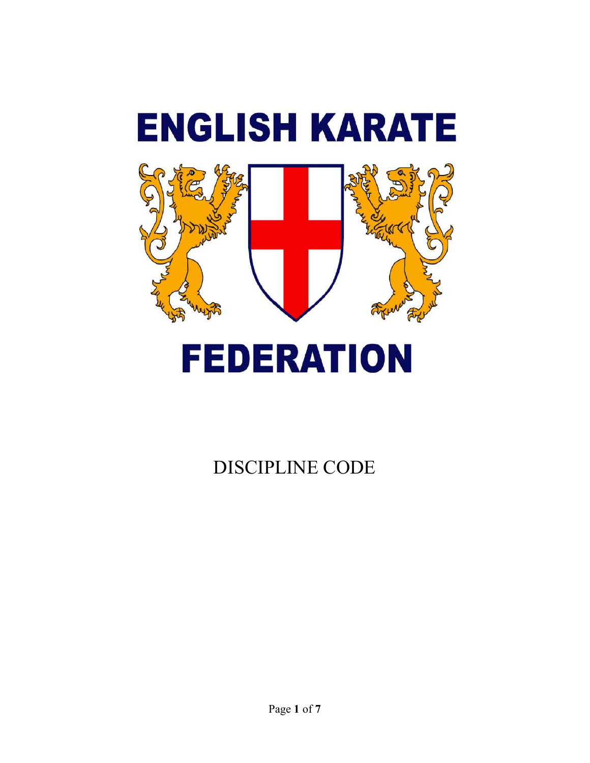# ENGLISH KARATE FEDERATION

DISCIPLINE CODE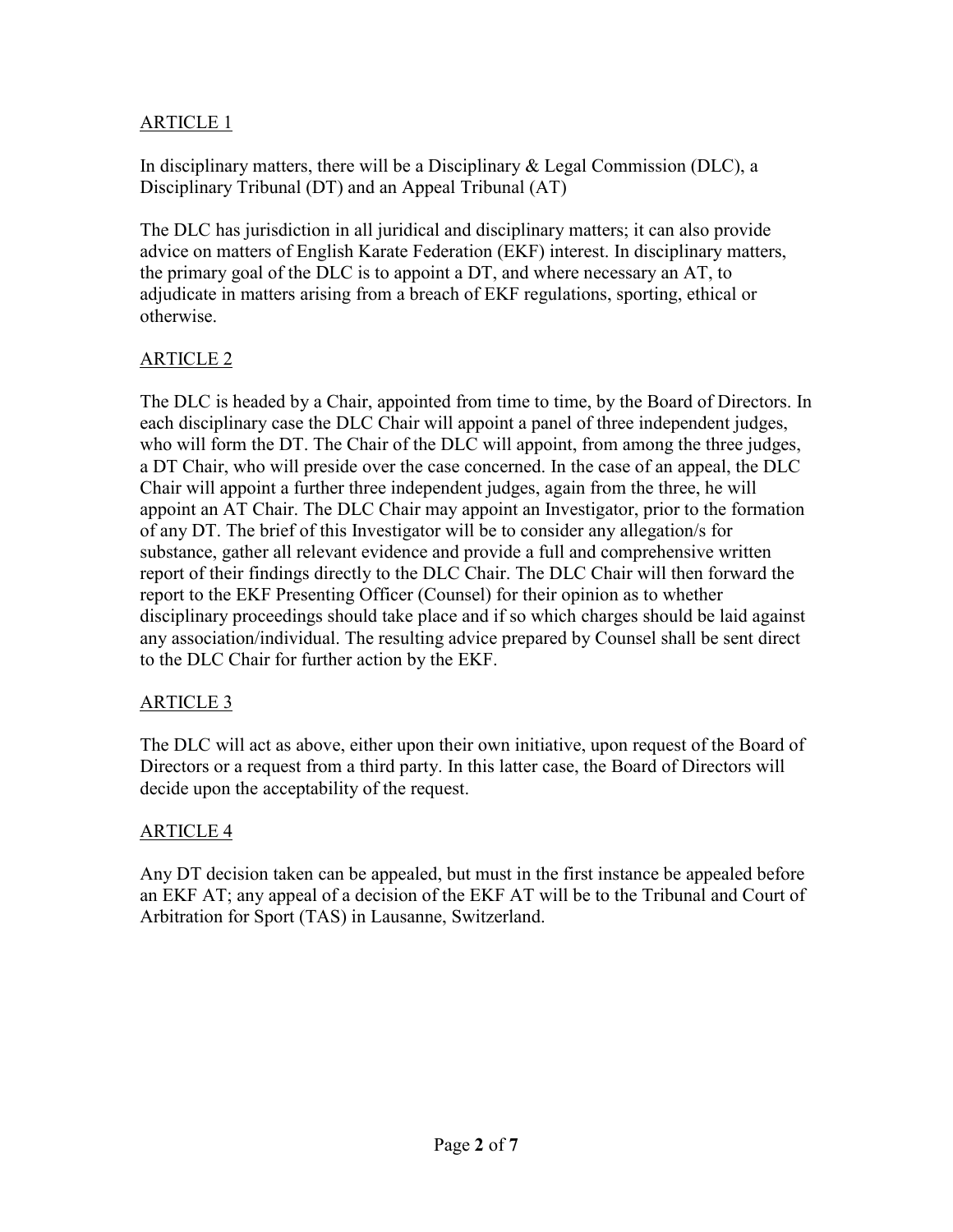## ARTICLE 1

In disciplinary matters, there will be a Disciplinary & Legal Commission (DLC), a Disciplinary Tribunal (DT) and an Appeal Tribunal (AT)

The DLC has jurisdiction in all juridical and disciplinary matters; it can also provide advice on matters of English Karate Federation (EKF) interest. In disciplinary matters, the primary goal of the DLC is to appoint a DT, and where necessary an AT, to adjudicate in matters arising from a breach of EKF regulations, sporting, ethical or otherwise.

## ARTICLE 2

The DLC is headed by a Chair, appointed from time to time, by the Board of Directors. In each disciplinary case the DLC Chair will appoint a panel of three independent judges, who will form the DT. The Chair of the DLC will appoint, from among the three judges, a DT Chair, who will preside over the case concerned. In the case of an appeal, the DLC Chair will appoint a further three independent judges, again from the three, he will appoint an AT Chair. The DLC Chair may appoint an Investigator, prior to the formation of any DT. The brief of this Investigator will be to consider any allegation/s for substance, gather all relevant evidence and provide a full and comprehensive written report of their findings directly to the DLC Chair. The DLC Chair will then forward the report to the EKF Presenting Officer (Counsel) for their opinion as to whether disciplinary proceedings should take place and if so which charges should be laid against any association/individual. The resulting advice prepared by Counsel shall be sent direct to the DLC Chair for further action by the EKF.

## ARTICLE 3

The DLC will act as above, either upon their own initiative, upon request of the Board of Directors or a request from a third party. In this latter case, the Board of Directors will decide upon the acceptability of the request.

## ARTICLE 4

Any DT decision taken can be appealed, but must in the first instance be appealed before an EKF AT; any appeal of a decision of the EKF AT will be to the Tribunal and Court of Arbitration for Sport (TAS) in Lausanne, Switzerland.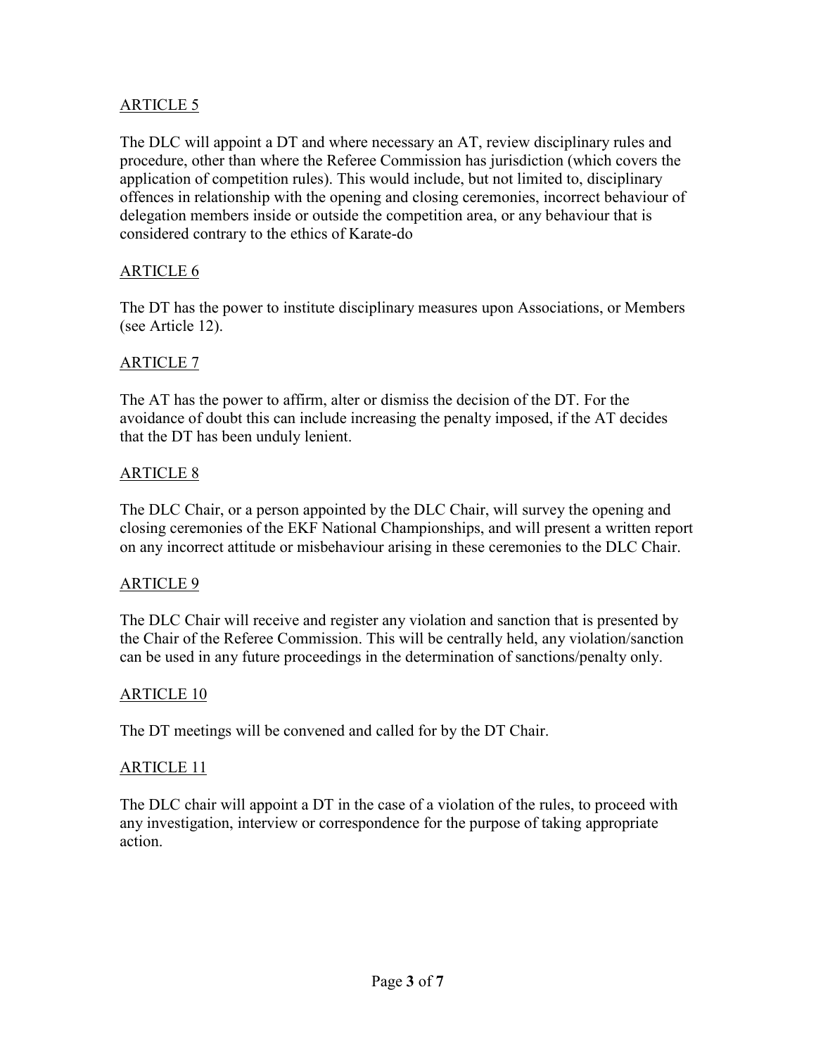## ARTICLE 5

The DLC will appoint a DT and where necessary an AT, review disciplinary rules and procedure, other than where the Referee Commission has jurisdiction (which covers the application of competition rules). This would include, but not limited to, disciplinary offences in relationship with the opening and closing ceremonies, incorrect behaviour of delegation members inside or outside the competition area, or any behaviour that is considered contrary to the ethics of Karate-do

## ARTICLE 6

The DT has the power to institute disciplinary measures upon Associations, or Members (see Article 12).

## ARTICLE 7

The AT has the power to affirm, alter or dismiss the decision of the DT. For the avoidance of doubt this can include increasing the penalty imposed, if the AT decides that the DT has been unduly lenient.

## ARTICLE 8

The DLC Chair, or a person appointed by the DLC Chair, will survey the opening and closing ceremonies of the EKF National Championships, and will present a written report on any incorrect attitude or misbehaviour arising in these ceremonies to the DLC Chair.

## ARTICLE 9

The DLC Chair will receive and register any violation and sanction that is presented by the Chair of the Referee Commission. This will be centrally held, any violation/sanction can be used in any future proceedings in the determination of sanctions/penalty only.

## ARTICLE 10

The DT meetings will be convened and called for by the DT Chair.

## ARTICLE 11

The DLC chair will appoint a DT in the case of a violation of the rules, to proceed with any investigation, interview or correspondence for the purpose of taking appropriate action.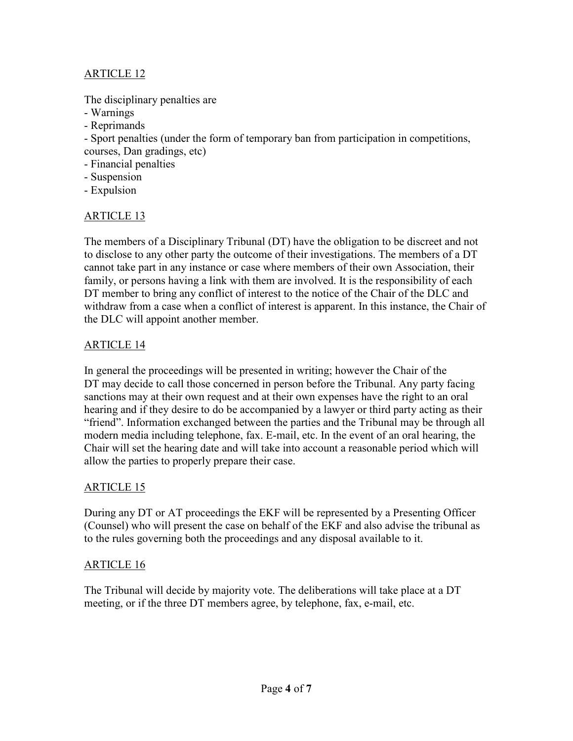## ARTICLE 12

The disciplinary penalties are

- Warnings
- Reprimands
- Sport penalties (under the form of temporary ban from participation in competitions, courses, Dan gradings, etc)
- Financial penalties
- Suspension
- Expulsion

## ARTICLE 13

The members of a Disciplinary Tribunal (DT) have the obligation to be discreet and not to disclose to any other party the outcome of their investigations. The members of a DT cannot take part in any instance or case where members of their own Association, their family, or persons having a link with them are involved. It is the responsibility of each DT member to bring any conflict of interest to the notice of the Chair of the DLC and withdraw from a case when a conflict of interest is apparent. In this instance, the Chair of the DLC will appoint another member.

## ARTICLE 14

In general the proceedings will be presented in writing; however the Chair of the DT may decide to call those concerned in person before the Tribunal. Any party facing sanctions may at their own request and at their own expenses have the right to an oral hearing and if they desire to do be accompanied by a lawyer or third party acting as their "friend". Information exchanged between the parties and the Tribunal may be through all modern media including telephone, fax. E-mail, etc. In the event of an oral hearing, the Chair will set the hearing date and will take into account a reasonable period which will allow the parties to properly prepare their case.

## ARTICLE 15

During any DT or AT proceedings the EKF will be represented by a Presenting Officer (Counsel) who will present the case on behalf of the EKF and also advise the tribunal as to the rules governing both the proceedings and any disposal available to it.

## ARTICLE 16

The Tribunal will decide by majority vote. The deliberations will take place at a DT meeting, or if the three DT members agree, by telephone, fax, e-mail, etc.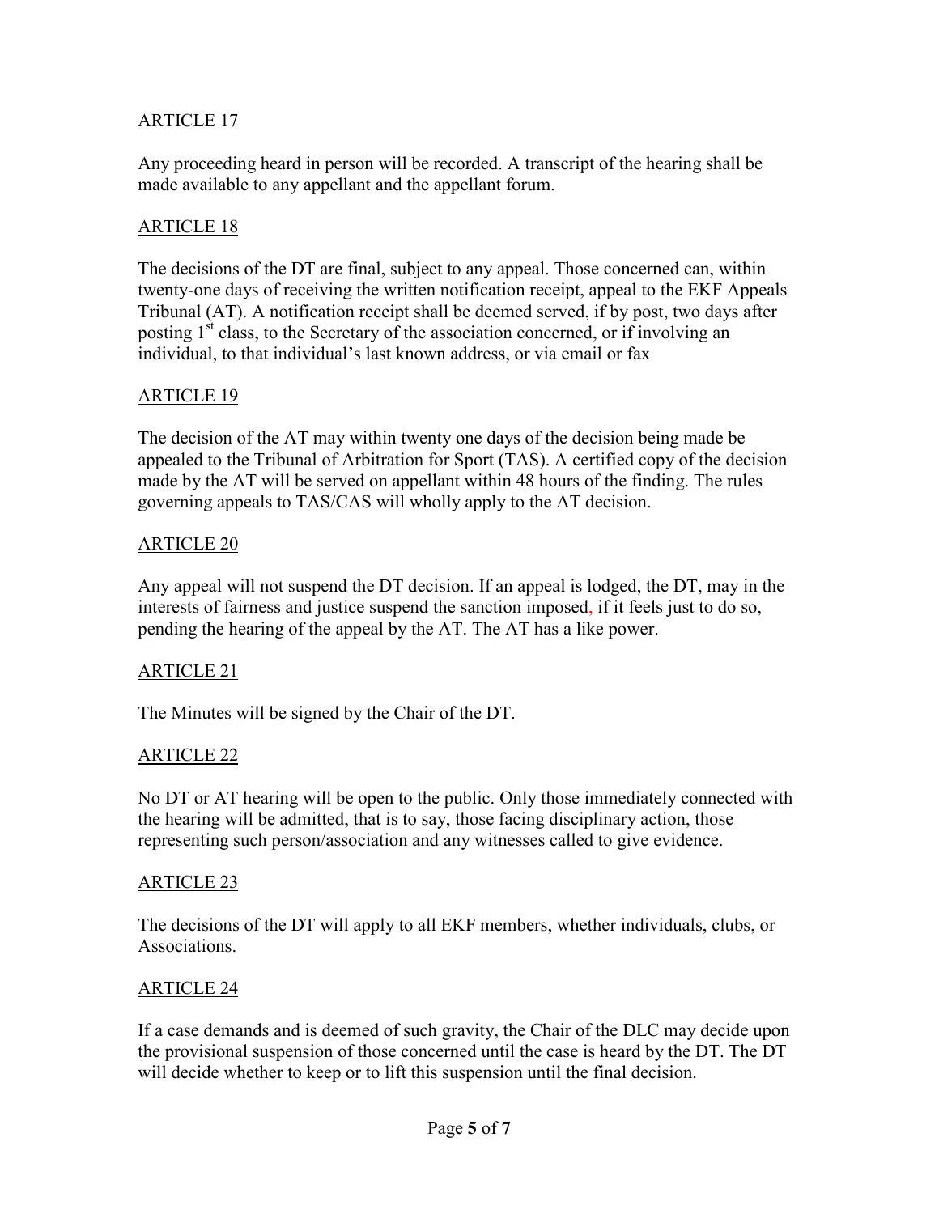ARTICLE 17

Any proceeding heard in person will be recorded. A transcript of the hearing shall be made available to any appellant and the appellant forum.

ARTICLE 18

The decisions of the DT are final, subject to any appeal. Those concerned can, within twenty-one days of receiving the written notification receipt, appeal to the EKF Appeals Tribunal (AT). A notification receipt shall be deemed served, if by post, two days after posting 1st class, to the Secretary of the association concerned, or if involving an individual, to that individual's last known address, or via email or fax

ARTICLE 19

The decision of the AT may within twenty one days of the decision being made be appealed to the Tribunal of Arbitration for Sport (TAS). A certified copy of the decision made by the AT will be served on appellant within 48 hours of the finding. The rules governing appeals to TAS/CAS will wholly apply to the AT decision.

ARTICLE 20

Any appeal will not suspend the DT decision. If an appeal is lodged, the DT, may in the interests of fairness and justice suspend the sanction imposed, if it feels just to do so, pending the hearing of the appeal by the AT. The AT has a like power.

ARTICLE 21

The Minutes will be signed by the Chair of the DT.

ARTICLE 22

No DT or AT hearing will be open to the public. Only those immediately connected with the hearing will be admitted, that is to say, those facing disciplinary action, those representing such person/association and any witnesses called to give evidence.

ARTICLE 23

The decisions of the DT will apply to all EKF members, whether individuals, clubs, or Associations.

ARTICLE 24

If a case demands and is deemed of such gravity, the Chair of the DLC may decide upon the provisional suspension of those concerned until the case is heard by the DT. The DT will decide whether to keep or to lift this suspension until the final decision.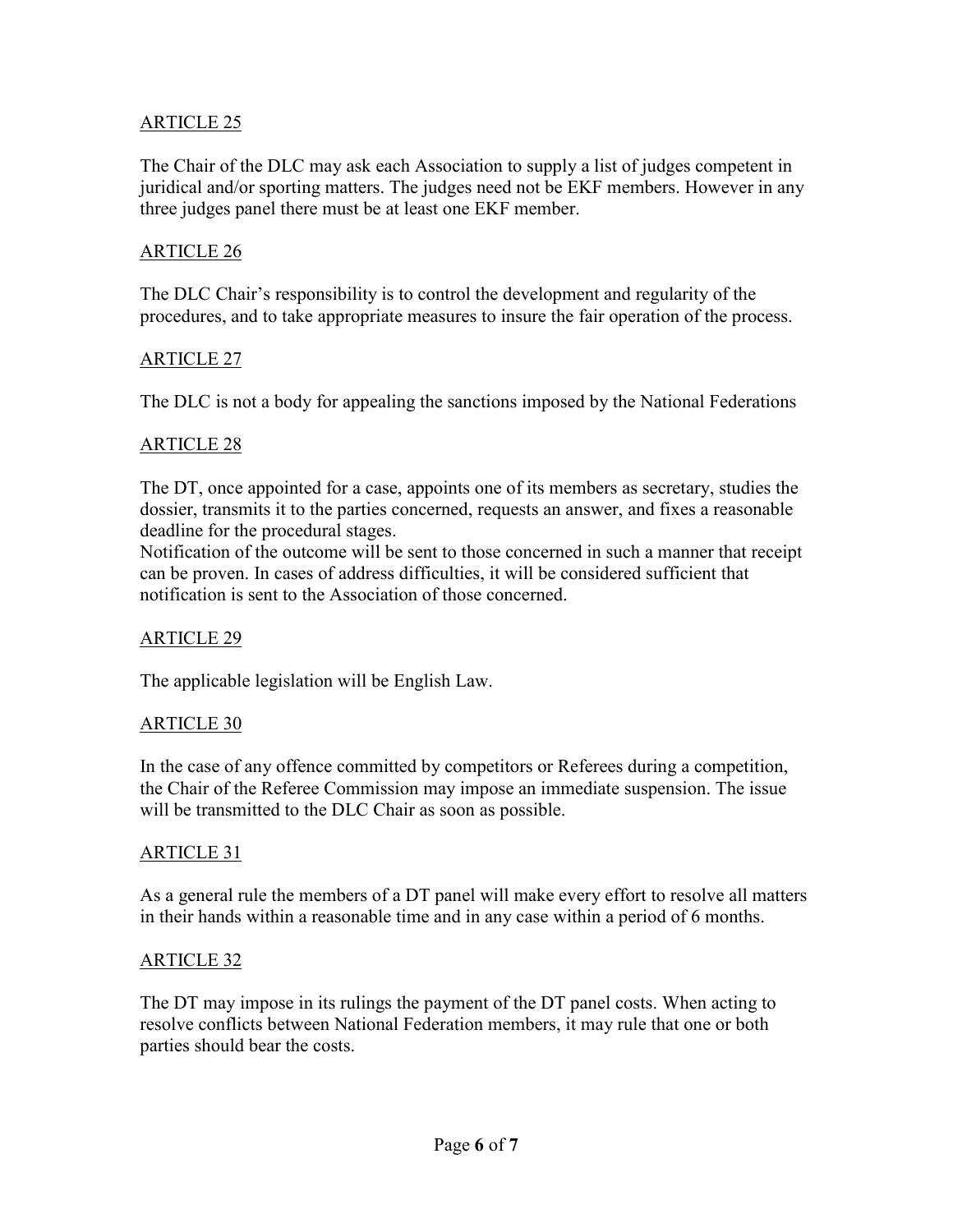ARTICLE 25

The Chair of the DLC may ask each Association to supply a list of judges competent in juridical and/or sporting matters. The judges need not be EKF members. However in any three judges panel there must be at least one EKF member.

ARTICLE 26

The DLC Chair's responsibility is to control the development and regularity of the procedures, and to take appropriate measures to insure the fair operation of the process.

ARTICLE 27

The DLC is not a body for appealing the sanctions imposed by the National Federations

ARTICLE 28

The DT, once appointed for a case, appoints one of its members as secretary, studies the dossier, transmits it to the parties concerned, requests an answer, and fixes a reasonable deadline for the procedural stages.
Notification of the outcome will be sent to those concerned in such a manner that receipt can be proven. In cases of address difficulties, it will be considered sufficient that notification is sent to the Association of those concerned.

ARTICLE 29

The applicable legislation will be English Law.

ARTICLE 30

In the case of any offence committed by competitors or Referees during a competition, the Chair of the Referee Commission may impose an immediate suspension. The issue will be transmitted to the DLC Chair as soon as possible.

ARTICLE 31

As a general rule the members of a DT panel will make every effort to resolve all matters in their hands within a reasonable time and in any case within a period of 6 months.

ARTICLE 32

The DT may impose in its rulings the payment of the DT panel costs. When acting to resolve conflicts between National Federation members, it may rule that one or both parties should bear the costs.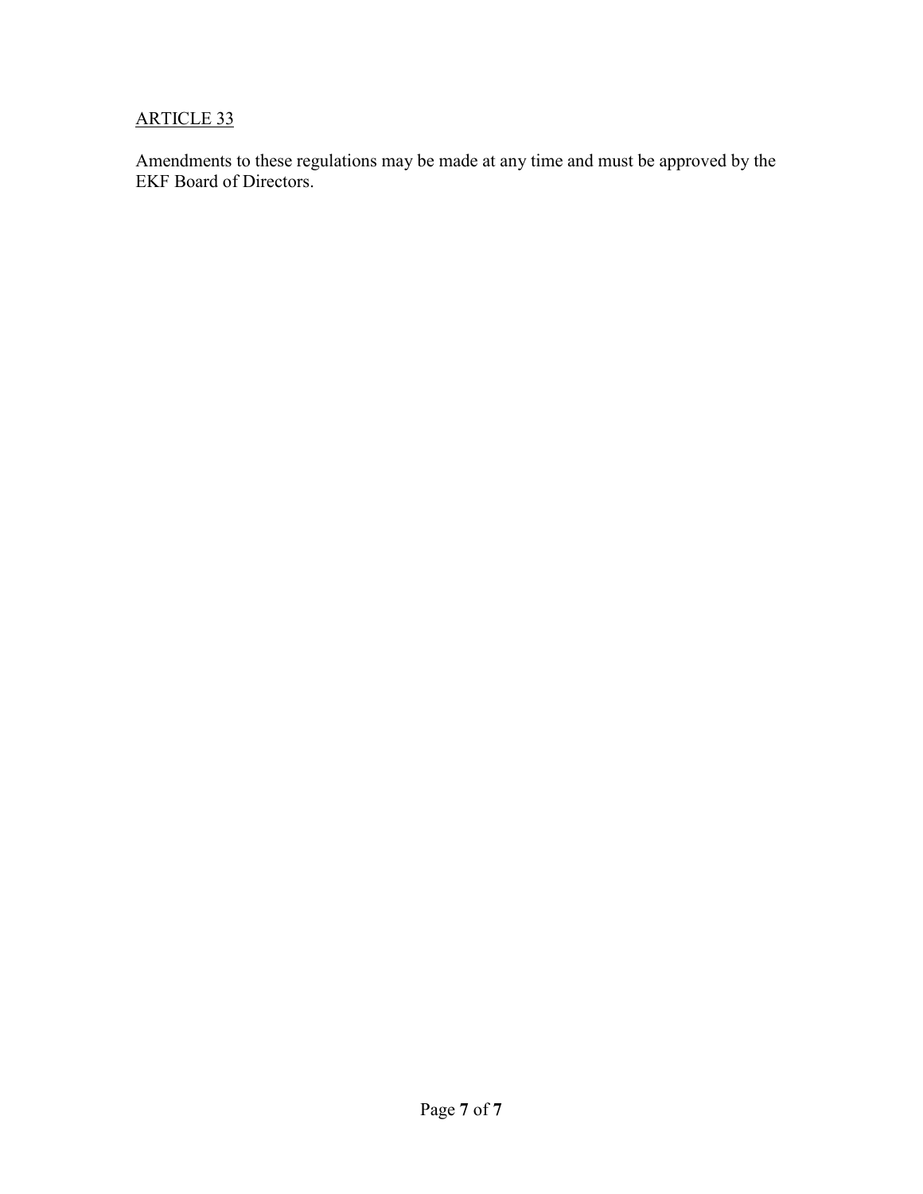## ARTICLE 33

Amendments to these regulations may be made at any time and must be approved by the EKF Board of Directors.